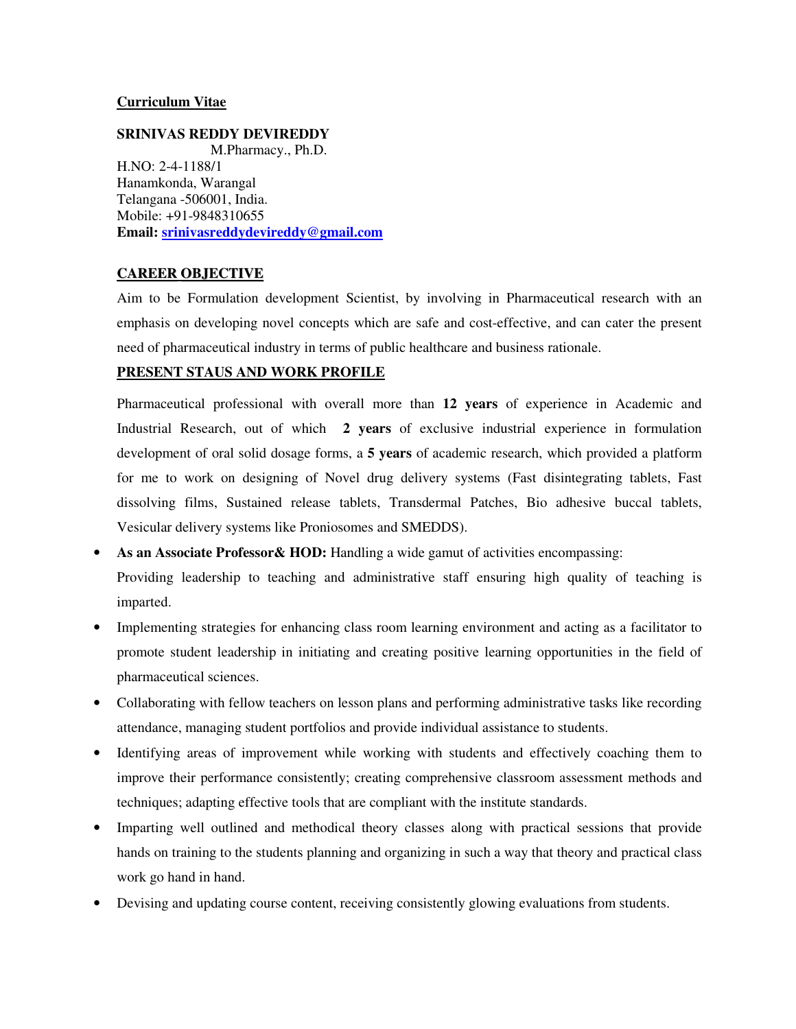**Curriculum Vitae**

**SRINIVAS REDDY DEVIREDDY**
M.Pharmacy., Ph.D.
H.NO: 2-4-1188/1
Hanamkonda, Warangal
Telangana -506001, India.
Mobile: +91-9848310655
**Email:** **srinivasreddydevireddy@gmail.com**

## CAREER OBJECTIVE

Aim to be Formulation development Scientist, by involving in Pharmaceutical research with an emphasis on developing novel concepts which are safe and cost-effective, and can cater the present need of pharmaceutical industry in terms of public healthcare and business rationale.

## PRESENT STAUS AND WORK PROFILE

Pharmaceutical professional with overall more than **12 years** of experience in Academic and Industrial Research, out of which **2 years** of exclusive industrial experience in formulation development of oral solid dosage forms, a **5 years** of academic research, which provided a platform for me to work on designing of Novel drug delivery systems (Fast disintegrating tablets, Fast dissolving films, Sustained release tablets, Transdermal Patches, Bio adhesive buccal tablets, Vesicular delivery systems like Proniosomes and SMEDDS).

- **As an Associate Professor& HOD:** Handling a wide gamut of activities encompassing:
  Providing leadership to teaching and administrative staff ensuring high quality of teaching is imparted.
- Implementing strategies for enhancing class room learning environment and acting as a facilitator to promote student leadership in initiating and creating positive learning opportunities in the field of pharmaceutical sciences.
- Collaborating with fellow teachers on lesson plans and performing administrative tasks like recording attendance, managing student portfolios and provide individual assistance to students.
- Identifying areas of improvement while working with students and effectively coaching them to improve their performance consistently; creating comprehensive classroom assessment methods and techniques; adapting effective tools that are compliant with the institute standards.
- Imparting well outlined and methodical theory classes along with practical sessions that provide hands on training to the students planning and organizing in such a way that theory and practical class work go hand in hand.
- Devising and updating course content, receiving consistently glowing evaluations from students.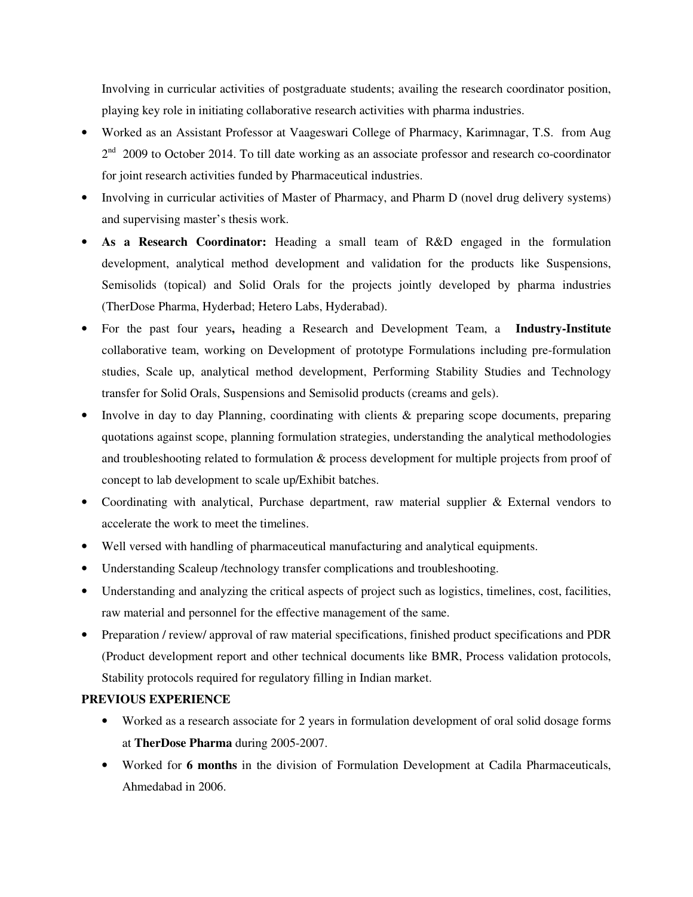Involving in curricular activities of postgraduate students; availing the research coordinator position, playing key role in initiating collaborative research activities with pharma industries.

- Worked as an Assistant Professor at Vaageswari College of Pharmacy, Karimnagar, T.S. from Aug 2nd 2009 to October 2014. To till date working as an associate professor and research co-coordinator for joint research activities funded by Pharmaceutical industries.
- Involving in curricular activities of Master of Pharmacy, and Pharm D (novel drug delivery systems) and supervising master's thesis work.
- **As a Research Coordinator:** Heading a small team of R&D engaged in the formulation development, analytical method development and validation for the products like Suspensions, Semisolids (topical) and Solid Orals for the projects jointly developed by pharma industries (TherDose Pharma, Hyderbad; Hetero Labs, Hyderabad).
- For the past four years**,** heading a Research and Development Team, a **Industry-Institute** collaborative team, working on Development of prototype Formulations including pre-formulation studies, Scale up, analytical method development, Performing Stability Studies and Technology transfer for Solid Orals, Suspensions and Semisolid products (creams and gels).
- Involve in day to day Planning, coordinating with clients & preparing scope documents, preparing quotations against scope, planning formulation strategies, understanding the analytical methodologies and troubleshooting related to formulation & process development for multiple projects from proof of concept to lab development to scale up/Exhibit batches.
- Coordinating with analytical, Purchase department, raw material supplier & External vendors to accelerate the work to meet the timelines.
- Well versed with handling of pharmaceutical manufacturing and analytical equipments.
- Understanding Scaleup /technology transfer complications and troubleshooting.
- Understanding and analyzing the critical aspects of project such as logistics, timelines, cost, facilities, raw material and personnel for the effective management of the same.
- Preparation / review/ approval of raw material specifications, finished product specifications and PDR (Product development report and other technical documents like BMR, Process validation protocols, Stability protocols required for regulatory filling in Indian market.

**PREVIOUS EXPERIENCE**

- Worked as a research associate for 2 years in formulation development of oral solid dosage forms at **TherDose Pharma** during 2005-2007.
- Worked for **6 months** in the division of Formulation Development at Cadila Pharmaceuticals, Ahmedabad in 2006.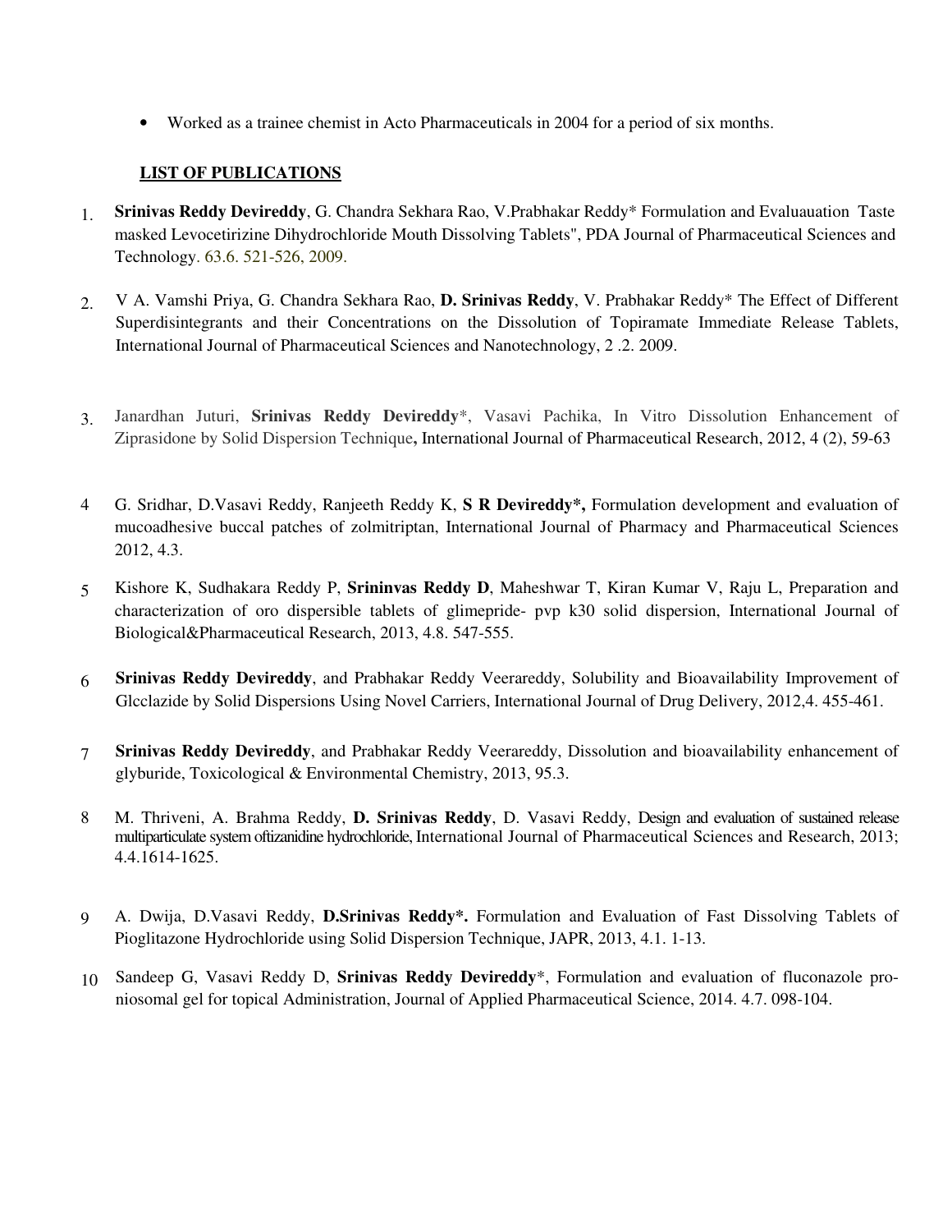- Worked as a trainee chemist in Acto Pharmaceuticals in 2004 for a period of six months.

## LIST OF PUBLICATIONS

1. **Srinivas Reddy Devireddy**, G. Chandra Sekhara Rao, V.Prabhakar Reddy* Formulation and Evaluauation Taste masked Levocetirizine Dihydrochloride Mouth Dissolving Tablets", PDA Journal of Pharmaceutical Sciences and Technology. 63.6. 521-526, 2009.

2. V A. Vamshi Priya, G. Chandra Sekhara Rao, **D. Srinivas Reddy**, V. Prabhakar Reddy* The Effect of Different Superdisintegrants and their Concentrations on the Dissolution of Topiramate Immediate Release Tablets, International Journal of Pharmaceutical Sciences and Nanotechnology, 2 .2. 2009.

3. Janardhan Juturi, **Srinivas Reddy Devireddy***, Vasavi Pachika, In Vitro Dissolution Enhancement of Ziprasidone by Solid Dispersion Technique**,** International Journal of Pharmaceutical Research, 2012, 4 (2), 59-63

4. G. Sridhar, D.Vasavi Reddy, Ranjeeth Reddy K, **S R Devireddy*,** Formulation development and evaluation of mucoadhesive buccal patches of zolmitriptan, International Journal of Pharmacy and Pharmaceutical Sciences 2012, 4.3.

5. Kishore K, Sudhakara Reddy P, **Srininvas Reddy D**, Maheshwar T, Kiran Kumar V, Raju L, Preparation and characterization of oro dispersible tablets of glimepride- pvp k30 solid dispersion, International Journal of Biological&Pharmaceutical Research, 2013, 4.8. 547-555.

6. **Srinivas Reddy Devireddy**, and Prabhakar Reddy Veerareddy, Solubility and Bioavailability Improvement of Glcclazide by Solid Dispersions Using Novel Carriers, International Journal of Drug Delivery, 2012,4. 455-461.

7. **Srinivas Reddy Devireddy**, and Prabhakar Reddy Veerareddy, Dissolution and bioavailability enhancement of glyburide, Toxicological & Environmental Chemistry, 2013, 95.3.

8. M. Thriveni, A. Brahma Reddy, **D. Srinivas Reddy**, D. Vasavi Reddy, Design and evaluation of sustained release multiparticulate system oftizanidine hydrochloride, International Journal of Pharmaceutical Sciences and Research, 2013; 4.4.1614-1625.

9. A. Dwija, D.Vasavi Reddy, **D.Srinivas Reddy*.** Formulation and Evaluation of Fast Dissolving Tablets of Pioglitazone Hydrochloride using Solid Dispersion Technique, JAPR, 2013, 4.1. 1-13.

10. Sandeep G, Vasavi Reddy D, **Srinivas Reddy Devireddy***, Formulation and evaluation of fluconazole pro-niosomal gel for topical Administration, Journal of Applied Pharmaceutical Science, 2014. 4.7. 098-104.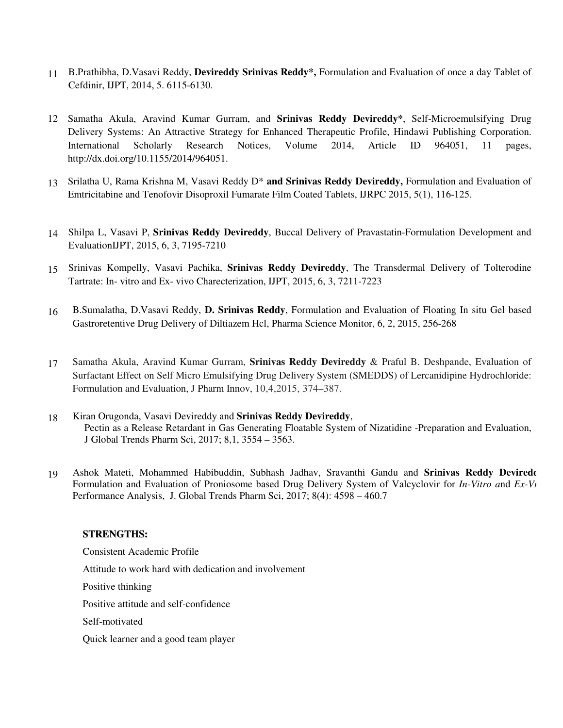11. B.Prathibha, D.Vasavi Reddy, **Devireddy Srinivas Reddy*,** Formulation and Evaluation of once a day Tablet of Cefdinir, IJPT, 2014, 5. 6115-6130.

12. Samatha Akula, Aravind Kumar Gurram, and **Srinivas Reddy Devireddy***, Self-Microemulsifying Drug Delivery Systems: An Attractive Strategy for Enhanced Therapeutic Profile, Hindawi Publishing Corporation. International Scholarly Research Notices, Volume 2014, Article ID 964051, 11 pages, http://dx.doi.org/10.1155/2014/964051.

13. Srilatha U, Rama Krishna M, Vasavi Reddy D* **and Srinivas Reddy Devireddy,** Formulation and Evaluation of Emtricitabine and Tenofovir Disoproxil Fumarate Film Coated Tablets, IJRPC 2015, 5(1), 116-125.

14. Shilpa L, Vasavi P, **Srinivas Reddy Devireddy**, Buccal Delivery of Pravastatin-Formulation Development and EvaluationIJPT, 2015, 6, 3, 7195-7210

15. Srinivas Kompelly, Vasavi Pachika, **Srinivas Reddy Devireddy**, The Transdermal Delivery of Tolterodine Tartrate: In- vitro and Ex- vivo Charecterization, IJPT, 2015, 6, 3, 7211-7223

16. B.Sumalatha, D.Vasavi Reddy, **D. Srinivas Reddy**, Formulation and Evaluation of Floating In situ Gel based Gastroretentive Drug Delivery of Diltiazem Hcl, Pharma Science Monitor, 6, 2, 2015, 256-268

17. Samatha Akula, Aravind Kumar Gurram, **Srinivas Reddy Devireddy** & Praful B. Deshpande, Evaluation of Surfactant Effect on Self Micro Emulsifying Drug Delivery System (SMEDDS) of Lercanidipine Hydrochloride: Formulation and Evaluation, J Pharm Innov, 10,4,2015, 374–387.

18. Kiran Orugonda, Vasavi Devireddy and **Srinivas Reddy Devireddy**, Pectin as a Release Retardant in Gas Generating Floatable System of Nizatidine -Preparation and Evaluation, J Global Trends Pharm Sci, 2017; 8,1, 3554 – 3563.

19. Ashok Mateti, Mohammed Habibuddin, Subhash Jadhav, Sravanthi Gandu and **Srinivas Reddy Deviredc** Formulation and Evaluation of Proniosome based Drug Delivery System of Valcyclovir for *In-Vitro a*nd *Ex-Vi* Performance Analysis, J. Global Trends Pharm Sci, 2017; 8(4): 4598 – 460.7

**STRENGTHS:**

Consistent Academic Profile

Attitude to work hard with dedication and involvement

Positive thinking

Positive attitude and self-confidence

Self-motivated

Quick learner and a good team player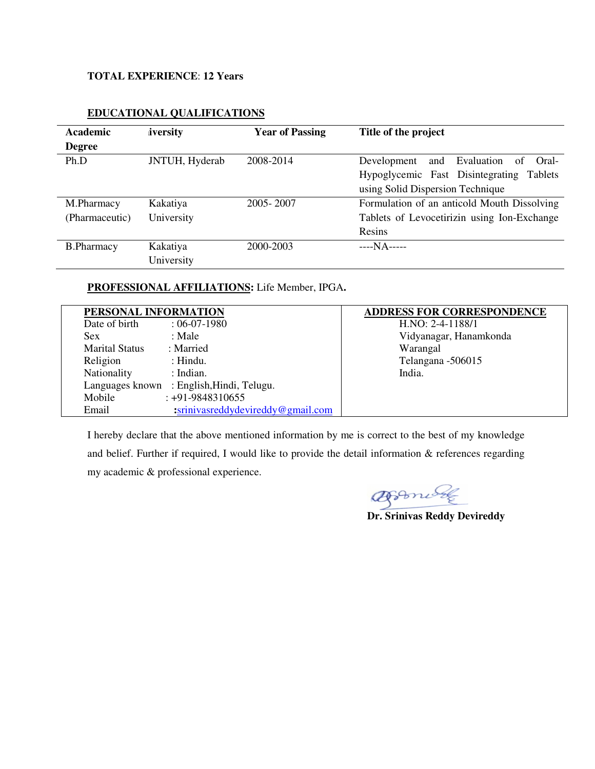**TOTAL EXPERIENCE**: **12 Years**

**EDUCATIONAL QUALIFICATIONS**

| Academic Degree | ıiversity | Year of Passing | Title of the project |
|---|---|---|---|
| Ph.D | JNTUH, Hyderab | 2008-2014 | Development and Evaluation of Oral-Hypoglycemic Fast Disintegrating Tablets using Solid Dispersion Technique |
| M.Pharmacy (Pharmaceutic) | Kakatiya University | 2005- 2007 | Formulation of an anticold Mouth Dissolving Tablets of Levocetirizin using Ion-Exchange Resins |
| B.Pharmacy | Kakatiya University | 2000-2003 | ----NA----- |

**PROFESSIONAL AFFILIATIONS:** Life Member, IPGA**.**

| PERSONAL INFORMATION | ADDRESS FOR CORRESPONDENCE |
|---|---|
| Date of birth : 06-07-1980 | H.NO: 2-4-1188/1 |
| Sex : Male | Vidyanagar, Hanamkonda |
| Marital Status : Married | Warangal |
| Religion : Hindu. | Telangana -506015 |
| Nationality : Indian. | India. |
| Languages known : English,Hindi, Telugu. | |
| Mobile : +91-9848310655 | |
| Email :srinivasreddydevireddy@gmail.com | |

I hereby declare that the above mentioned information by me is correct to the best of my knowledge and belief. Further if required, I would like to provide the detail information & references regarding my academic & professional experience.

**Dr. Srinivas Reddy Devireddy**